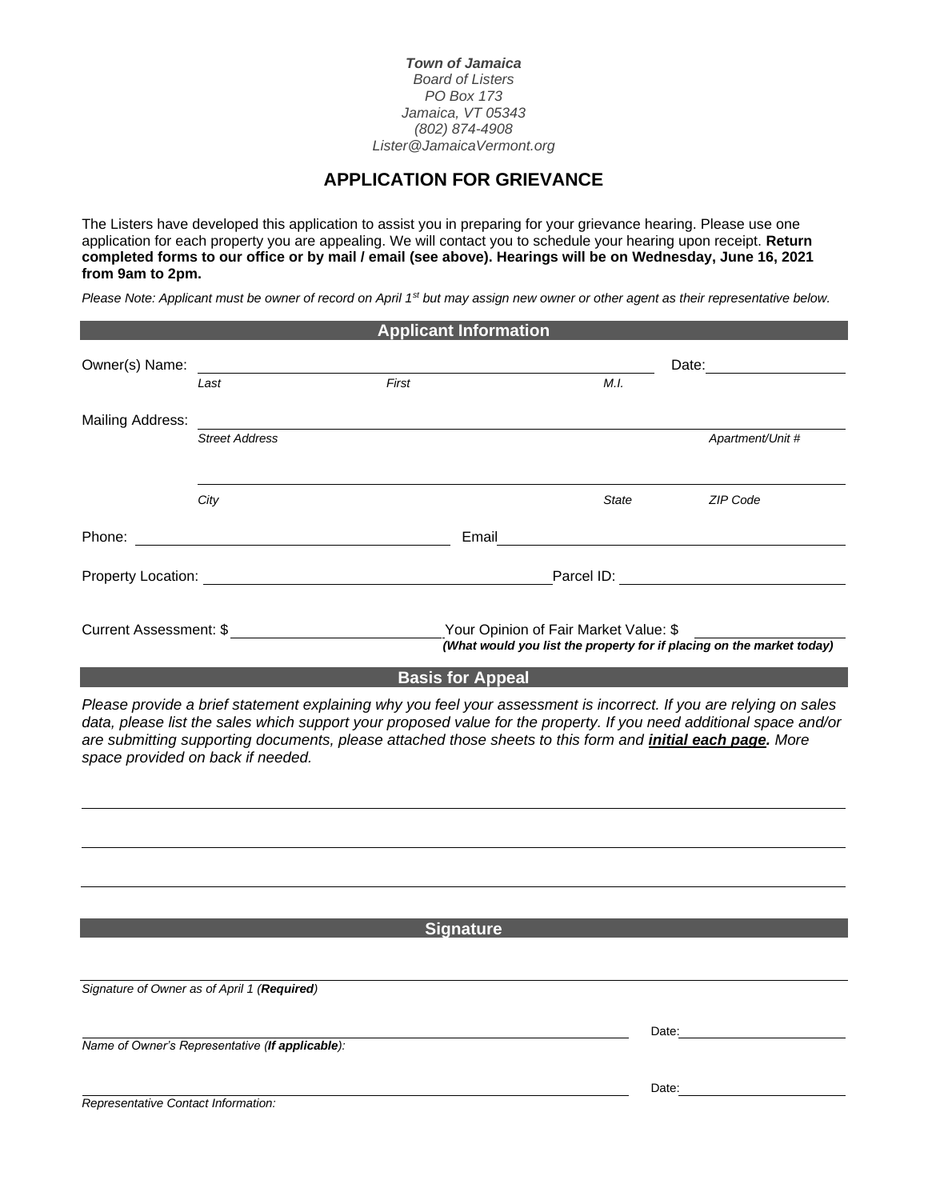***Town of Jamaica***
*Board of Listers*
*PO Box 173*
*Jamaica, VT 05343*
*(802) 874-4908*
*Lister@JamaicaVermont.org*

# APPLICATION FOR GRIEVANCE

The Listers have developed this application to assist you in preparing for your grievance hearing. Please use one application for each property you are appealing. We will contact you to schedule your hearing upon receipt. **Return completed forms to our office or by mail / email (see above). Hearings will be on Wednesday, June 16, 2021 from 9am to 2pm.**

*Please Note: Applicant must be owner of record on April 1st but may assign new owner or other agent as their representative below.*

## Applicant Information

Owner(s) Name: ______________________________ Date: ______________
*Last* *First* *M.I.*

Mailing Address: ______________________________
*Street Address* *Apartment/Unit #*

______________________________
*City* *State* *ZIP Code*

Phone: ______________________ Email ______________________

Property Location: ______________________ Parcel ID: ______________________

Current Assessment: $ ______________ Your Opinion of Fair Market Value: $ ______________
***(What would you list the property for if placing on the market today)***

## Basis for Appeal

*Please provide a brief statement explaining why you feel your assessment is incorrect. If you are relying on sales data, please list the sales which support your proposed value for the property. If you need additional space and/or are submitting supporting documents, please attached those sheets to this form and **initial each page**. More space provided on back if needed.*

______________________________________________________________

______________________________________________________________

______________________________________________________________

## Signature

______________________________________________________________
*Signature of Owner as of April 1 (**Required**)*

______________________________________________ Date: ______________
*Name of Owner's Representative (**If applicable**):*

______________________________________________ Date: ______________
*Representative Contact Information:*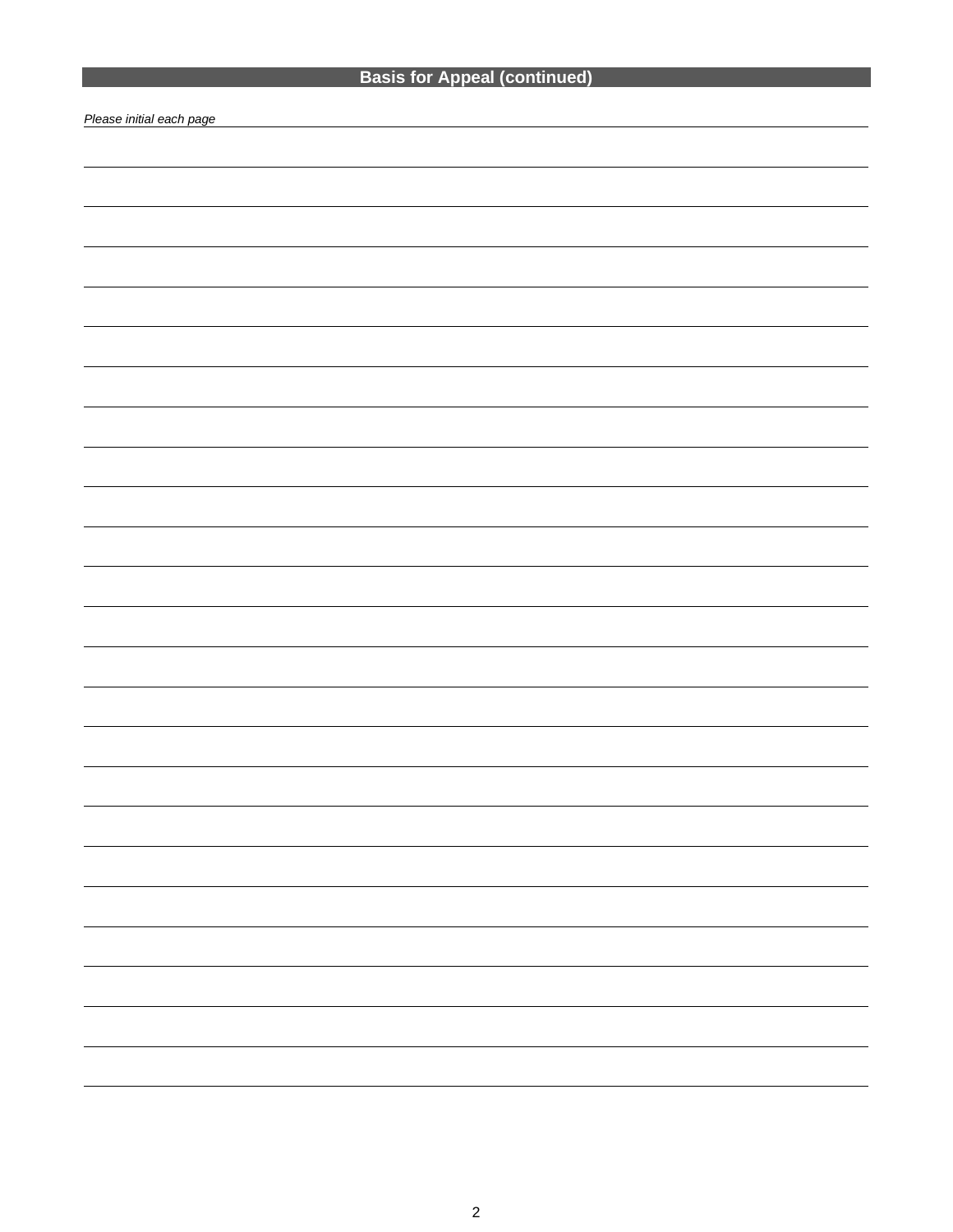## Basis for Appeal (continued)

*Please initial each page*